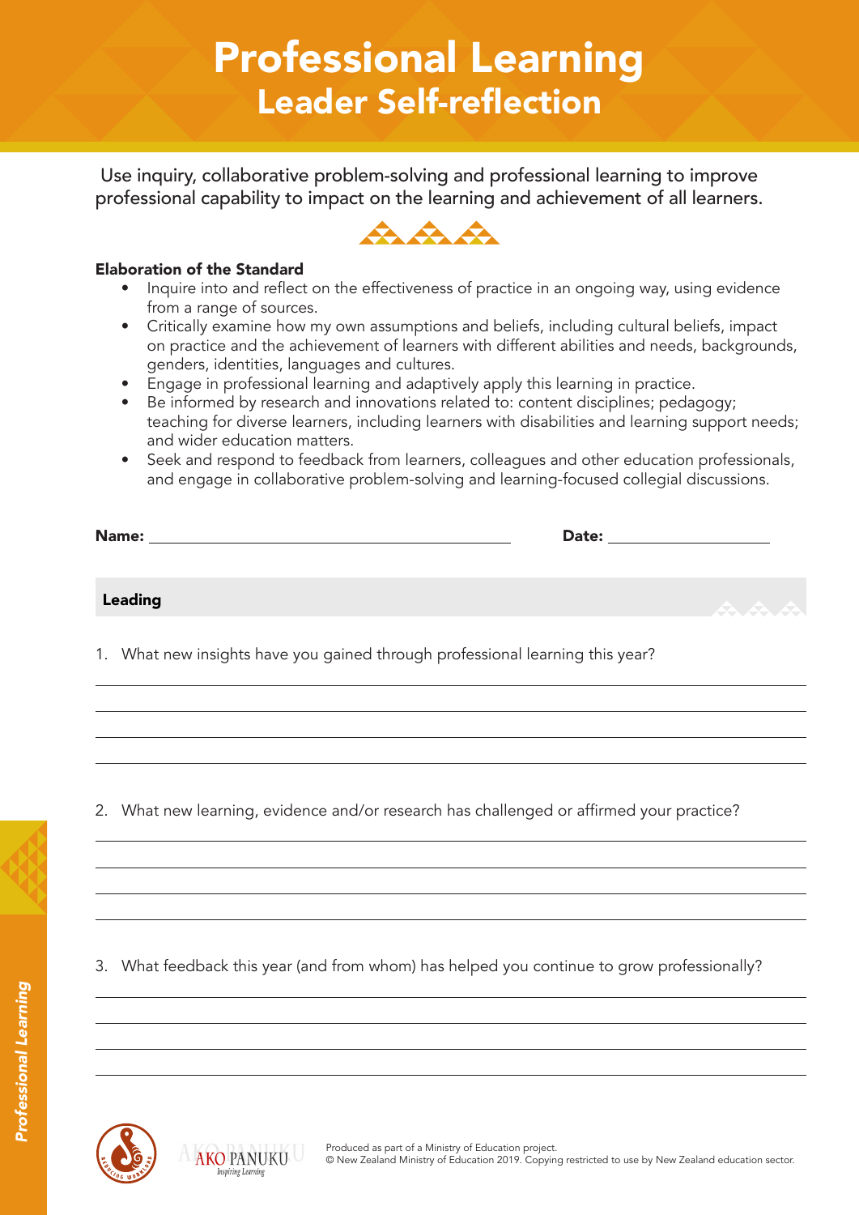# Professional Learning
## Leader Self-reflection

Use inquiry, collaborative problem-solving and professional learning to improve professional capability to impact on the learning and achievement of all learners.

**Elaboration of the Standard**

- Inquire into and reflect on the effectiveness of practice in an ongoing way, using evidence from a range of sources.
- Critically examine how my own assumptions and beliefs, including cultural beliefs, impact on practice and the achievement of learners with different abilities and needs, backgrounds, genders, identities, languages and cultures.
- Engage in professional learning and adaptively apply this learning in practice.
- Be informed by research and innovations related to: content disciplines; pedagogy; teaching for diverse learners, including learners with disabilities and learning support needs; and wider education matters.
- Seek and respond to feedback from learners, colleagues and other education professionals, and engage in collaborative problem-solving and learning-focused collegial discussions.

**Name:** ______________________________ **Date:** __________________

### Leading

1. What new insights have you gained through professional learning this year?

_______________________________________________

_______________________________________________

_______________________________________________

_______________________________________________

2. What new learning, evidence and/or research has challenged or affirmed your practice?

_______________________________________________

_______________________________________________

_______________________________________________

_______________________________________________

3. What feedback this year (and from whom) has helped you continue to grow professionally?

_______________________________________________

_______________________________________________

_______________________________________________

_______________________________________________

AKO PANUKU *Inspiring Learning*

Produced as part of a Ministry of Education project.
© New Zealand Ministry of Education 2019. Copying restricted to use by New Zealand education sector.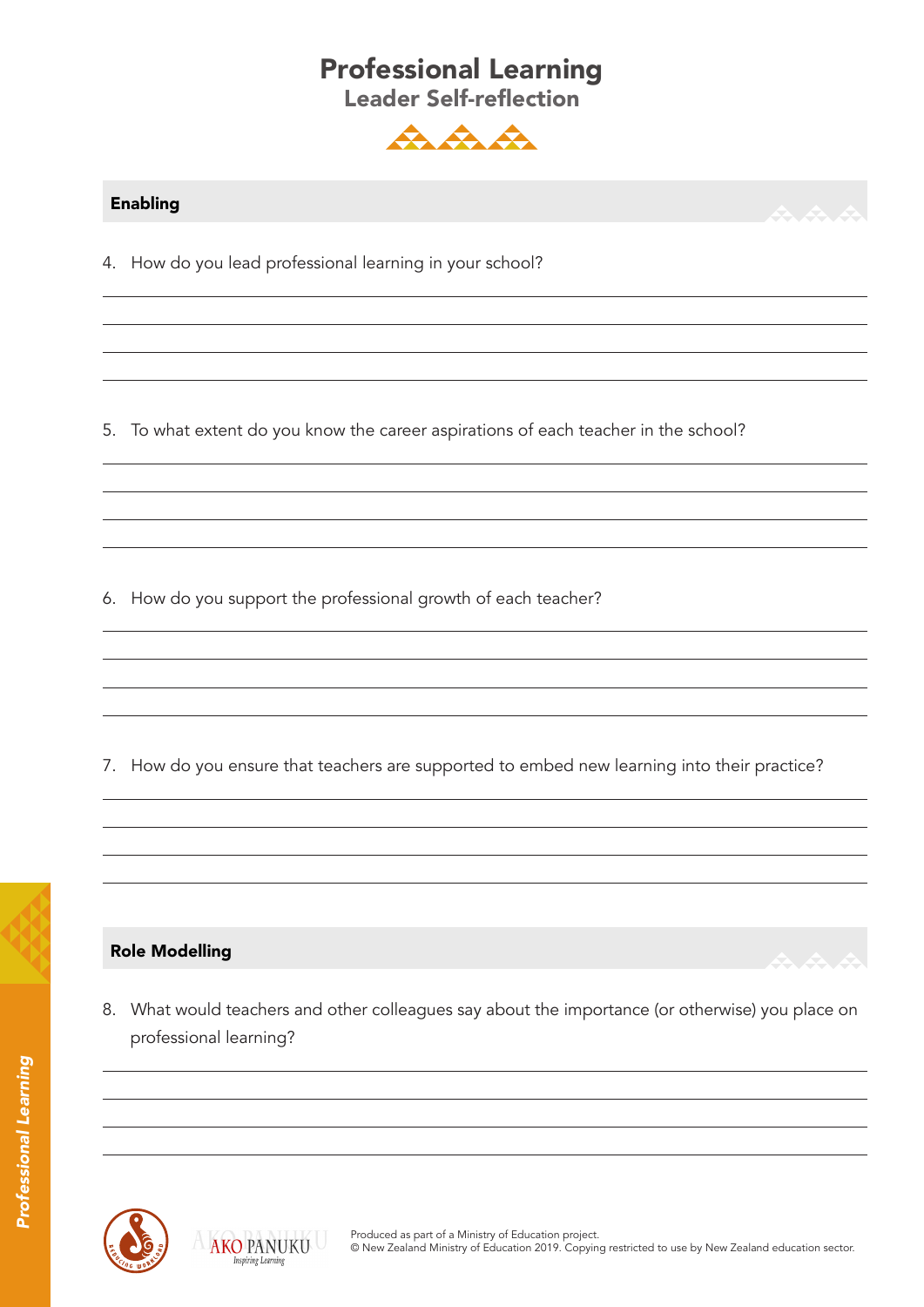# Professional Learning

## Leader Self-reflection

### Enabling

4. How do you lead professional learning in your school?

5. To what extent do you know the career aspirations of each teacher in the school?

6. How do you support the professional growth of each teacher?

7. How do you ensure that teachers are supported to embed new learning into their practice?

### Role Modelling

8. What would teachers and other colleagues say about the importance (or otherwise) you place on professional learning?

Produced as part of a Ministry of Education project.
© New Zealand Ministry of Education 2019. Copying restricted to use by New Zealand education sector.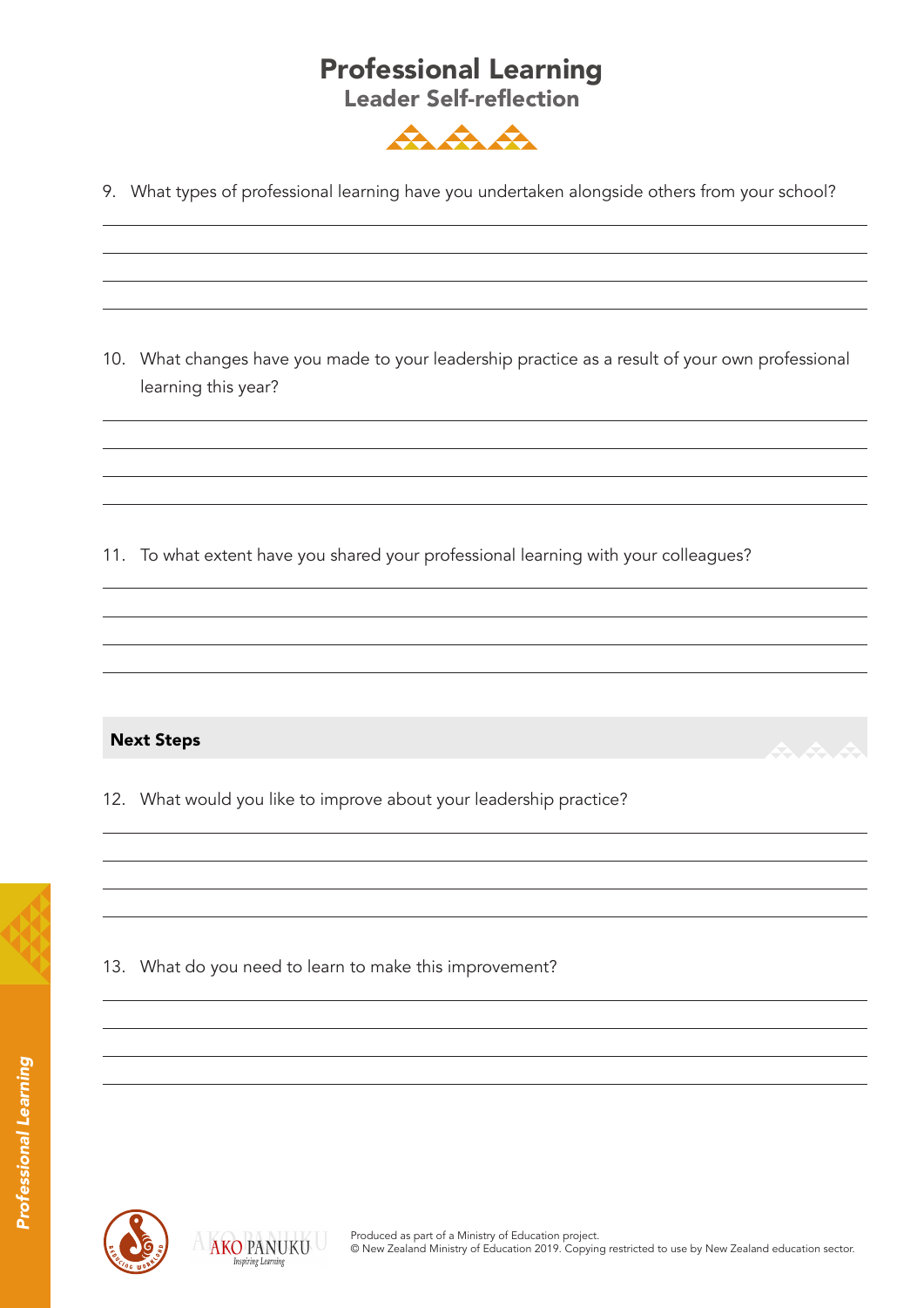# Professional Learning
## Leader Self-reflection

9. What types of professional learning have you undertaken alongside others from your school?

10. What changes have you made to your leadership practice as a result of your own professional learning this year?

11. To what extent have you shared your professional learning with your colleagues?

**Next Steps**

12. What would you like to improve about your leadership practice?

13. What do you need to learn to make this improvement?

Produced as part of a Ministry of Education project.
© New Zealand Ministry of Education 2019. Copying restricted to use by New Zealand education sector.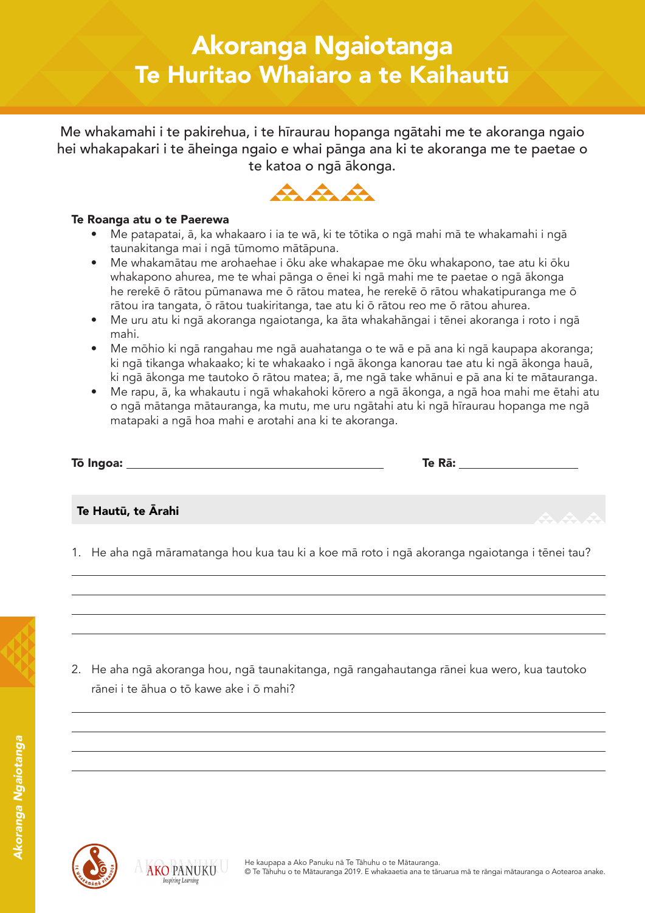# Akoranga Ngaiotanga
# Te Huritao Whaiaro a te Kaihautū

Me whakamahi i te pakirehua, i te hīraurau hopanga ngātahi me te akoranga ngaio hei whakapakari i te āheinga ngaio e whai pānga ana ki te akoranga me te paetae o te katoa o ngā ākonga.

**Te Roanga atu o te Paerewa**

- Me patapatai, ā, ka whakaaro i ia te wā, ki te tōtika o ngā mahi mā te whakamahi i ngā taunakitanga mai i ngā tūmomo mātāpuna.
- Me whakamātau me arohaehae i ōku ake whakapae me ōku whakapono, tae atu ki ōku whakapono ahurea, me te whai pānga o ēnei ki ngā mahi me te paetae o ngā ākonga he rerekē ō rātou pūmanawa me ō rātou matea, he rerekē ō rātou whakatipuranga me ō rātou ira tangata, ō rātou tuakiritanga, tae atu ki ō rātou reo me ō rātou ahurea.
- Me uru atu ki ngā akoranga ngaiotanga, ka āta whakahāngai i tēnei akoranga i roto i ngā mahi.
- Me mōhio ki ngā rangahau me ngā auahatanga o te wā e pā ana ki ngā kaupapa akoranga; ki ngā tikanga whakaako; ki te whakaako i ngā ākonga kanorau tae atu ki ngā ākonga hauā, ki ngā ākonga me tautoko ō rātou matea; ā, me ngā take whānui e pā ana ki te mātauranga.
- Me rapu, ā, ka whakautu i ngā whakahoki kōrero a ngā ākonga, a ngā hoa mahi me ētahi atu o ngā mātanga mātauranga, ka mutu, me uru ngātahi atu ki ngā hīraurau hopanga me ngā matapaki a ngā hoa mahi e arotahi ana ki te akoranga.

**Tō Ingoa:** ______________________ **Te Rā:** ______________

**Te Hautū, te Ārahi**

1. He aha ngā māramatanga hou kua tau ki a koe mā roto i ngā akoranga ngaiotanga i tēnei tau?

______________________________________________

______________________________________________

______________________________________________

______________________________________________

2. He aha ngā akoranga hou, ngā taunakitanga, ngā rangahautanga rānei kua wero, kua tautoko rānei i te āhua o tō kawe ake i ō mahi?

______________________________________________

______________________________________________

______________________________________________

______________________________________________

*Akoranga Ngaiotanga*

AKO PANUKU Inspiring Learning

He kaupapa a Ako Panuku nā Te Tāhuhu o te Mātauranga.
© Te Tāhuhu o te Mātauranga 2019. E whakaaetia ana te tāruarua mā te rāngai mātauranga o Aotearoa anake.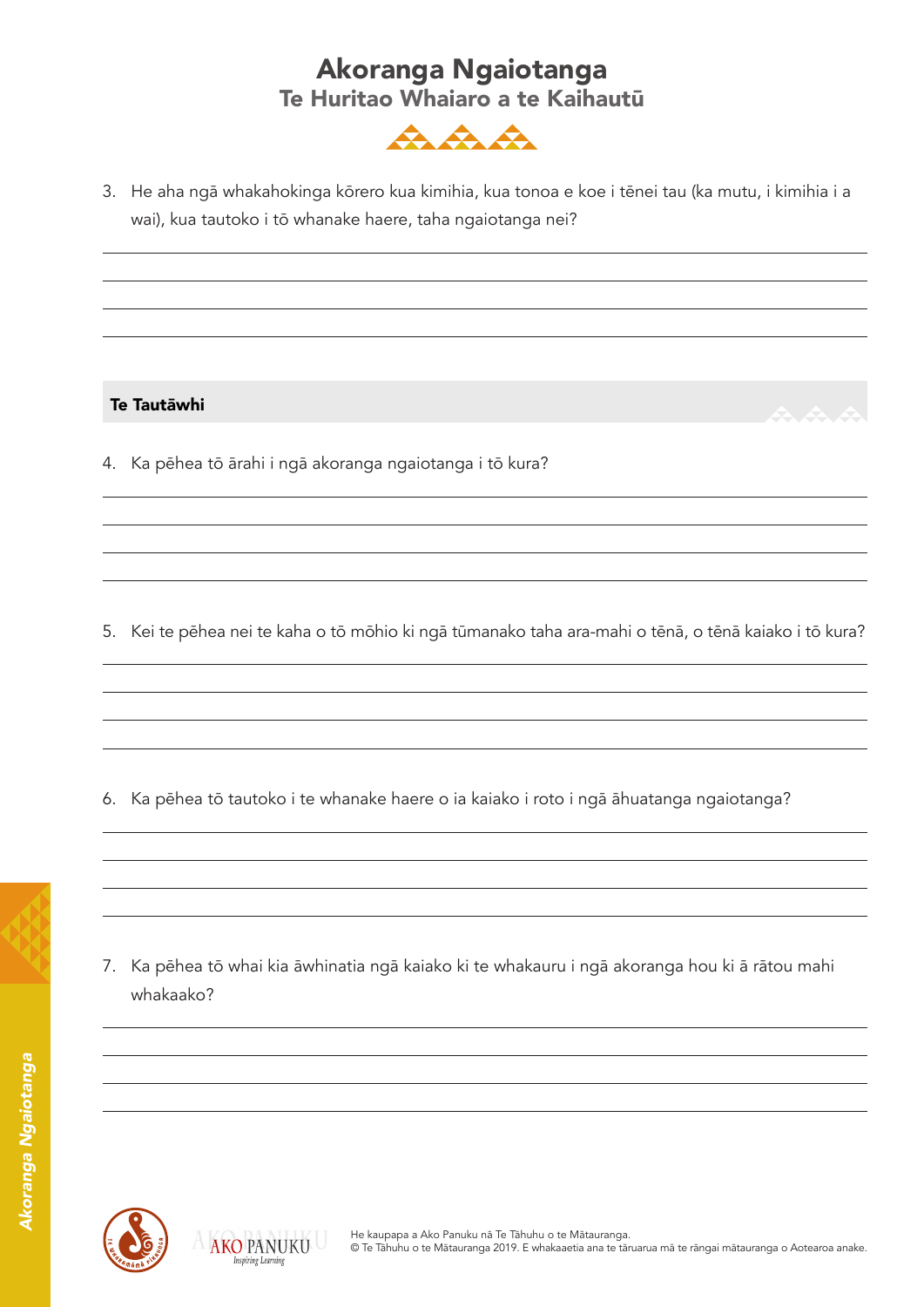# Akoranga Ngaiotanga

## Te Huritao Whaiaro a te Kaihautū

3. He aha ngā whakahokinga kōrero kua kimihia, kua tonoa e koe i tēnei tau (ka mutu, i kimihia i a wai), kua tautoko i tō whanake haere, taha ngaiotanga nei?

### Te Tautāwhi

4. Ka pēhea tō ārahi i ngā akoranga ngaiotanga i tō kura?

5. Kei te pēhea nei te kaha o tō mōhio ki ngā tūmanako taha ara-mahi o tēnā, o tēnā kaiako i tō kura?

6. Ka pēhea tō tautoko i te whanake haere o ia kaiako i roto i ngā āhuatanga ngaiotanga?

7. Ka pēhea tō whai kia āwhinatia ngā kaiako ki te whakauru i ngā akoranga hou ki ā rātou mahi whakaako?

He kaupapa a Ako Panuku nā Te Tāhuhu o te Mātauranga.
© Te Tāhuhu o te Mātauranga 2019. E whakaaetia ana te tāruarua mā te rāngai mātauranga o Aotearoa anake.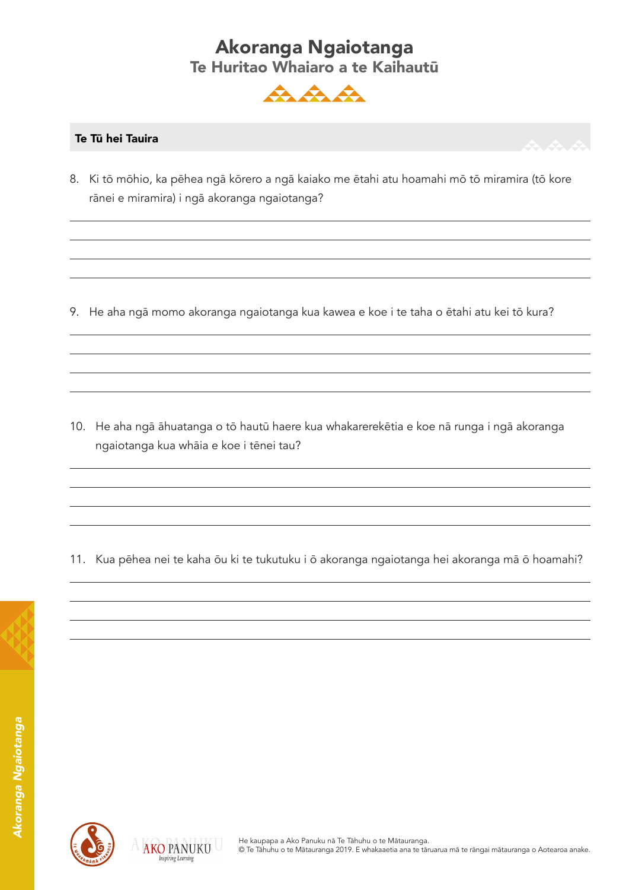# Akoranga Ngaiotanga

## Te Huritao Whaiaro a te Kaihautū

### Te Tū hei Tauira

8. Ki tō mōhio, ka pēhea ngā kōrero a ngā kaiako me ētahi atu hoamahi mō tō miramira (tō kore rānei e miramira) i ngā akoranga ngaiotanga?

9. He aha ngā momo akoranga ngaiotanga kua kawea e koe i te taha o ētahi atu kei tō kura?

10. He aha ngā āhuatanga o tō hautū haere kua whakarerekētia e koe nā runga i ngā akoranga ngaiotanga kua whāia e koe i tēnei tau?

11. Kua pēhea nei te kaha ōu ki te tukutuku i ō akoranga ngaiotanga hei akoranga mā ō hoamahi?

He kaupapa a Ako Panuku nā Te Tāhuhu o te Mātauranga.
© Te Tāhuhu o te Mātauranga 2019. E whakaaetia ana te tāruarua mā te rāngai mātauranga o Aotearoa anake.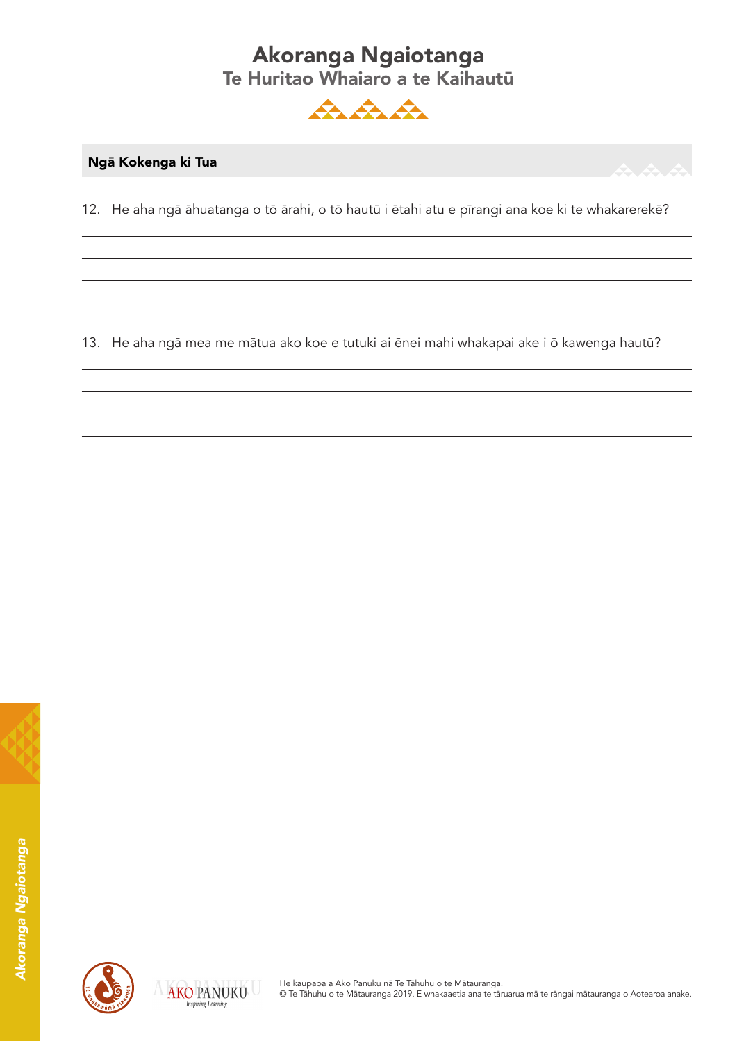# Akoranga Ngaiotanga
## Te Huritao Whaiaro a te Kaihautū

### Ngā Kokenga ki Tua

12. He aha ngā āhuatanga o tō ārahi, o tō hautū i ētahi atu e pīrangi ana koe ki te whakarerekē?

13. He aha ngā mea me mātua ako koe e tutuki ai ēnei mahi whakapai ake i ō kawenga hautū?